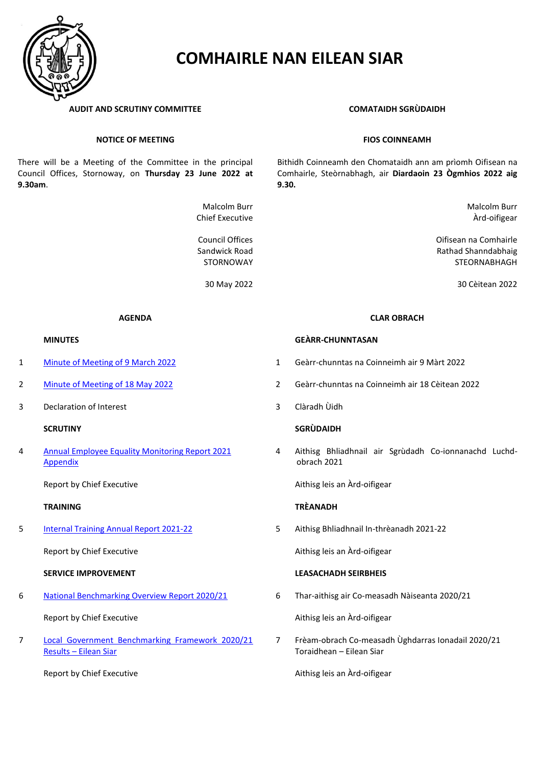# COMHAIRLE NAN EILEAN SIAR

## AUDIT AND SCRUTINY COMMITTEE

### NOTICE OF MEETING

There will be a Meeting of the Committee in the principal Council Offices, Stornoway, on **Thursday 23 June 2022 at 9.30am**.

Malcolm Burr
Chief Executive

Council Offices
Sandwick Road
STORNOWAY

30 May 2022

## COMATAIDH SGRÙDAIDH

### FIOS COINNEAMH

Bithidh Coinneamh den Chomataidh ann am prìomh Oifisean na Comhairle, Steòrnabhagh, air **Diardaoin 23 Ògmhios 2022 aig 9.30.**

Malcolm Burr
Àrd-oifigear

Oifisean na Comhairle
Rathad Shanndabhaig
STEORNABHAGH

30 Cèitean 2022

### AGENDA

**MINUTES**

1. Minute of Meeting of 9 March 2022
2. Minute of Meeting of 18 May 2022
3. Declaration of Interest

**SCRUTINY**

4. Annual Employee Equality Monitoring Report 2021
   Appendix

   Report by Chief Executive

**TRAINING**

5. Internal Training Annual Report 2021-22

   Report by Chief Executive

**SERVICE IMPROVEMENT**

6. National Benchmarking Overview Report 2020/21

   Report by Chief Executive

7. Local Government Benchmarking Framework 2020/21 Results – Eilean Siar

   Report by Chief Executive

### CLAR OBRACH

**GEÀRR-CHUNNTASAN**

1. Geàrr-chunntasan na Coinneimh air 9 Màrt 2022
2. Geàrr-chunntas na Coinneimh air 18 Cèitean 2022
3. Clàradh Ùidh

**SGRÙDAIDH**

4. Aithisg Bhliadhnail air Sgrùdadh Co-ionnanachd Luchd-obrach 2021

   Aithisg leis an Àrd-oifigear

**TRÈANADH**

5. Aithisg Bhliadhnail In-thrèanadh 2021-22

   Aithisg leis an Àrd-oifigear

**LEASACHADH SEIRBHEIS**

6. Thar-aithisg air Co-measadh Nàiseanta 2020/21

   Aithisg leis an Àrd-oifigear

7. Frèam-obrach Co-measadh Ùghdarras Ionadail 2020/21 Toraidhean – Eilean Siar

   Aithisg leis an Àrd-oifigear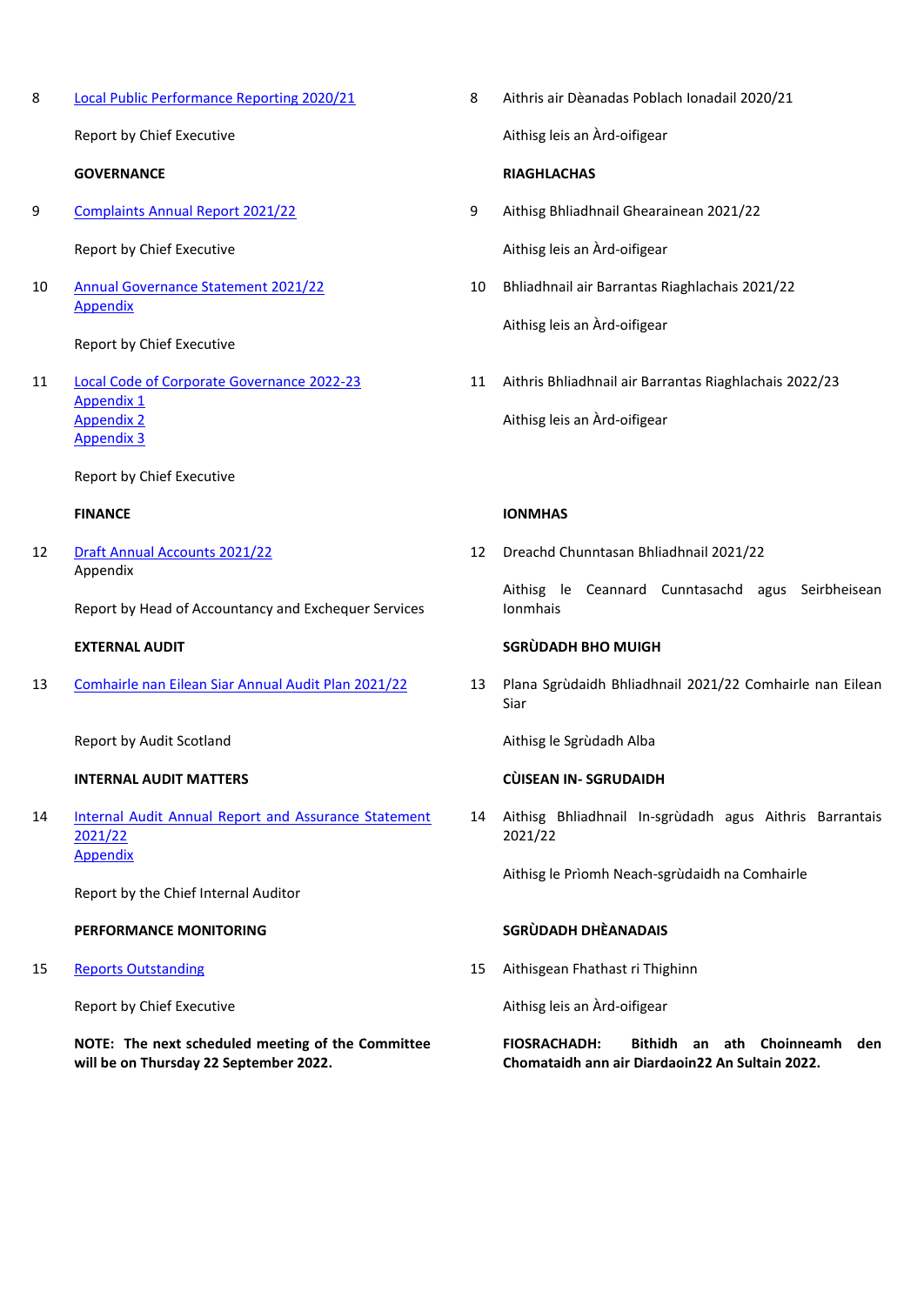8 [Local Public Performance Reporting 2020/21]

Report by Chief Executive

**GOVERNANCE**

9 [Complaints Annual Report 2021/22]

Report by Chief Executive

10 [Annual Governance Statement 2021/22]
[Appendix]

Report by Chief Executive

11 [Local Code of Corporate Governance 2022-23]
[Appendix 1]
[Appendix 2]
[Appendix 3]

Report by Chief Executive

**FINANCE**

12 [Draft Annual Accounts 2021/22]
Appendix

Report by Head of Accountancy and Exchequer Services

**EXTERNAL AUDIT**

13 [Comhairle nan Eilean Siar Annual Audit Plan 2021/22]

Report by Audit Scotland

**INTERNAL AUDIT MATTERS**

14 [Internal Audit Annual Report and Assurance Statement 2021/22]
[Appendix]

Report by the Chief Internal Auditor

**PERFORMANCE MONITORING**

15 [Reports Outstanding]

Report by Chief Executive

**NOTE: The next scheduled meeting of the Committee will be on Thursday 22 September 2022.**

8 Aithris air Dèanadas Poblach Ionadail 2020/21

Aithisg leis an Àrd-oifigear

**RIAGHLACHAS**

9 Aithisg Bhliadhnail Ghearainean 2021/22

Aithisg leis an Àrd-oifigear

10 Bhliadhnail air Barrantas Riaghlachais 2021/22

Aithisg leis an Àrd-oifigear

11 Aithris Bhliadhnail air Barrantas Riaghlachais 2022/23

Aithisg leis an Àrd-oifigear

**IONMHAS**

12 Dreachd Chunntasan Bhliadhnail 2021/22

Aithisg le Ceannard Cunntasachd agus Seirbheisean Ionmhais

**SGRÙDADH BHO MUIGH**

13 Plana Sgrùdaidh Bhliadhnail 2021/22 Comhairle nan Eilean Siar

Aithisg le Sgrùdadh Alba

**CÙISEAN IN- SGRUDAIDH**

14 Aithisg Bhliadhnail In-sgrùdadh agus Aithris Barrantais 2021/22

Aithisg le Prìomh Neach-sgrùdaidh na Comhairle

**SGRÙDADH DHÈANADAIS**

15 Aithisgean Fhathast ri Thighinn

Aithisg leis an Àrd-oifigear

**FIOSRACHADH: Bithidh an ath Choinneamh den Chomataidh ann air Diardaoin22 An Sultain 2022.**